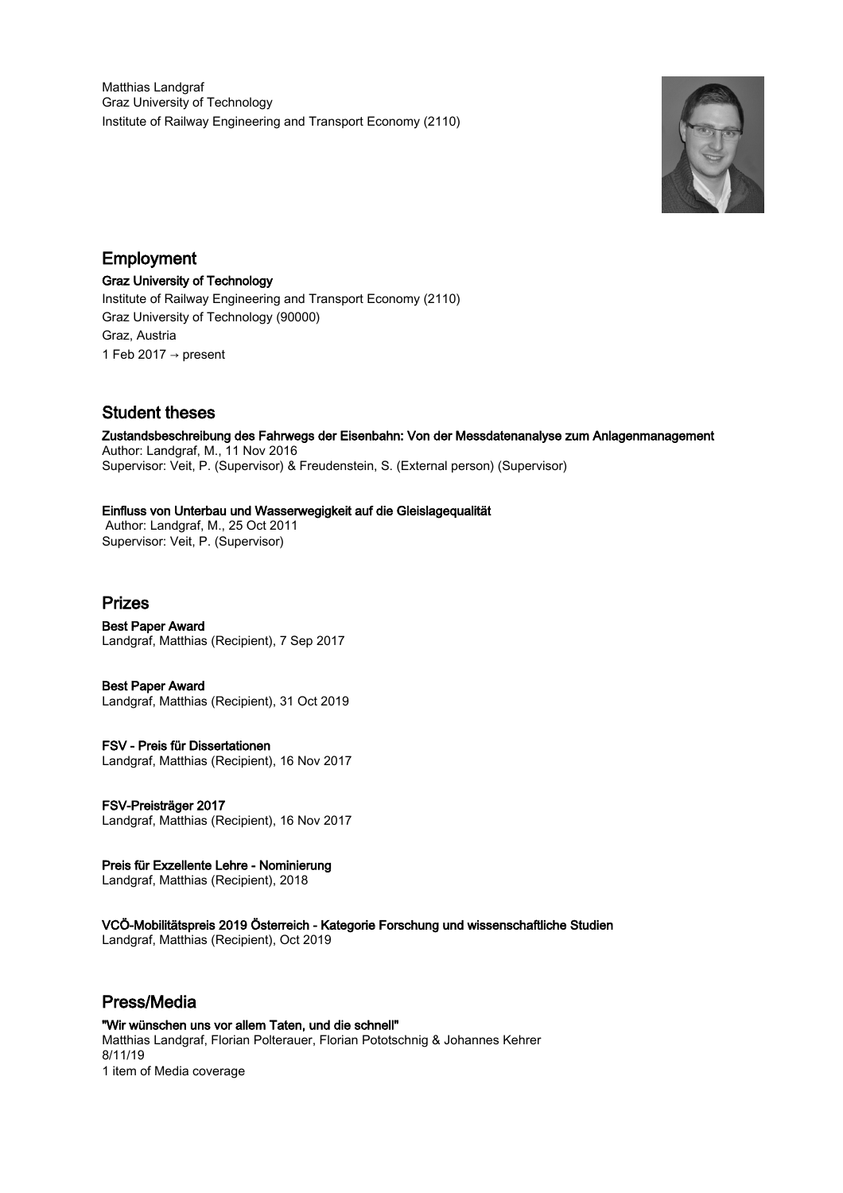Matthias Landgraf
Graz University of Technology
Institute of Railway Engineering and Transport Economy (2110)

## Employment

**Graz University of Technology**
Institute of Railway Engineering and Transport Economy (2110)
Graz University of Technology (90000)
Graz, Austria
1 Feb 2017 → present

## Student theses

**Zustandsbeschreibung des Fahrwegs der Eisenbahn: Von der Messdatenanalyse zum Anlagenmanagement**
Author: Landgraf, M., 11 Nov 2016
Supervisor: Veit, P. (Supervisor) & Freudenstein, S. (External person) (Supervisor)

**Einfluss von Unterbau und Wasserwegigkeit auf die Gleislagequalität**
Author: Landgraf, M., 25 Oct 2011
Supervisor: Veit, P. (Supervisor)

## Prizes

**Best Paper Award**
Landgraf, Matthias (Recipient), 7 Sep 2017

**Best Paper Award**
Landgraf, Matthias (Recipient), 31 Oct 2019

**FSV - Preis für Dissertationen**
Landgraf, Matthias (Recipient), 16 Nov 2017

**FSV-Preisträger 2017**
Landgraf, Matthias (Recipient), 16 Nov 2017

**Preis für Exzellente Lehre - Nominierung**
Landgraf, Matthias (Recipient), 2018

**VCÖ-Mobilitätspreis 2019 Österreich - Kategorie Forschung und wissenschaftliche Studien**
Landgraf, Matthias (Recipient), Oct 2019

## Press/Media

**"Wir wünschen uns vor allem Taten, und die schnell"**
Matthias Landgraf, Florian Polterauer, Florian Pototschnig & Johannes Kehrer
8/11/19
1 item of Media coverage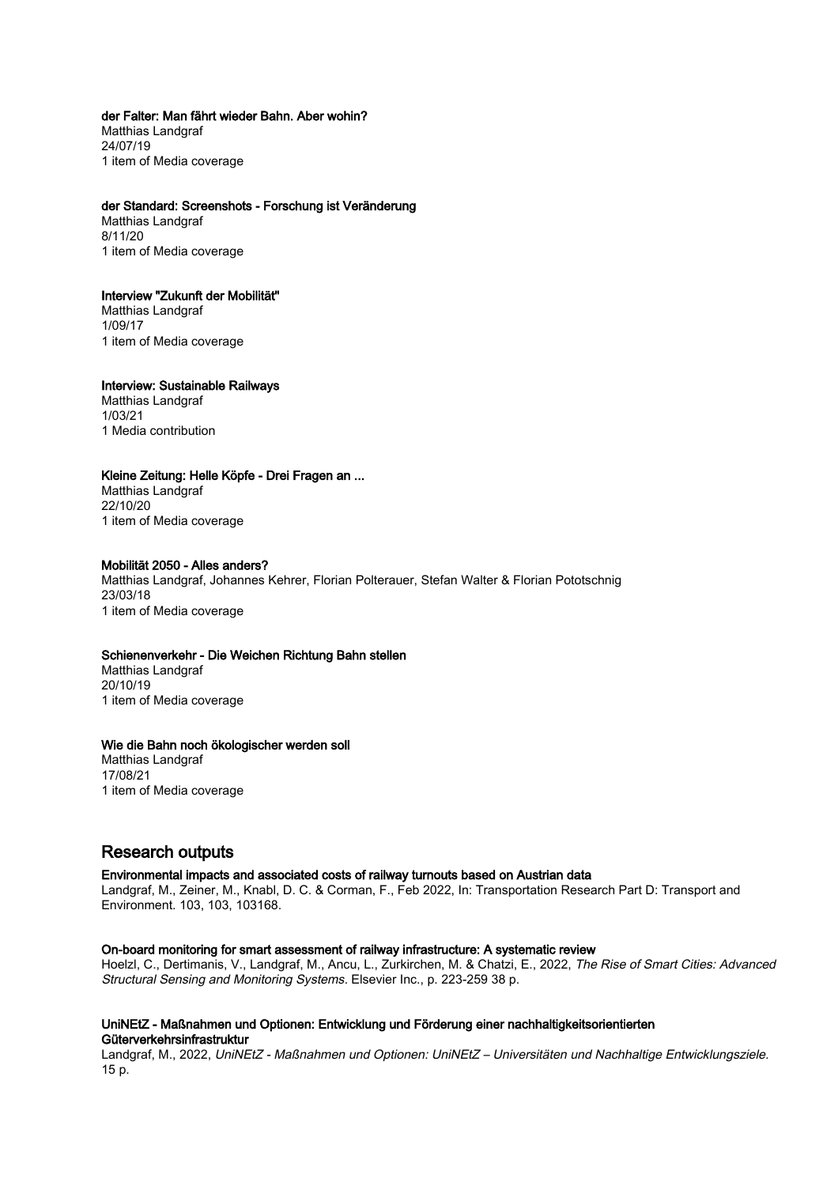**der Falter: Man fährt wieder Bahn. Aber wohin?**
Matthias Landgraf
24/07/19
1 item of Media coverage

**der Standard: Screenshots - Forschung ist Veränderung**
Matthias Landgraf
8/11/20
1 item of Media coverage

**Interview "Zukunft der Mobilität"**
Matthias Landgraf
1/09/17
1 item of Media coverage

**Interview: Sustainable Railways**
Matthias Landgraf
1/03/21
1 Media contribution

**Kleine Zeitung: Helle Köpfe - Drei Fragen an ...**
Matthias Landgraf
22/10/20
1 item of Media coverage

**Mobilität 2050 - Alles anders?**
Matthias Landgraf, Johannes Kehrer, Florian Polterauer, Stefan Walter & Florian Pototschnig
23/03/18
1 item of Media coverage

**Schienenverkehr - Die Weichen Richtung Bahn stellen**
Matthias Landgraf
20/10/19
1 item of Media coverage

**Wie die Bahn noch ökologischer werden soll**
Matthias Landgraf
17/08/21
1 item of Media coverage

## Research outputs

**Environmental impacts and associated costs of railway turnouts based on Austrian data**
Landgraf, M., Zeiner, M., Knabl, D. C. & Corman, F., Feb 2022, In: Transportation Research Part D: Transport and Environment. 103, 103, 103168.

**On-board monitoring for smart assessment of railway infrastructure: A systematic review**
Hoelzl, C., Dertimanis, V., Landgraf, M., Ancu, L., Zurkirchen, M. & Chatzi, E., 2022, *The Rise of Smart Cities: Advanced Structural Sensing and Monitoring Systems.* Elsevier Inc., p. 223-259 38 p.

**UniNEtZ - Maßnahmen und Optionen: Entwicklung und Förderung einer nachhaltigkeitsorientierten Güterverkehrsinfrastruktur**
Landgraf, M., 2022, *UniNEtZ - Maßnahmen und Optionen: UniNEtZ – Universitäten und Nachhaltige Entwicklungsziele.* 15 p.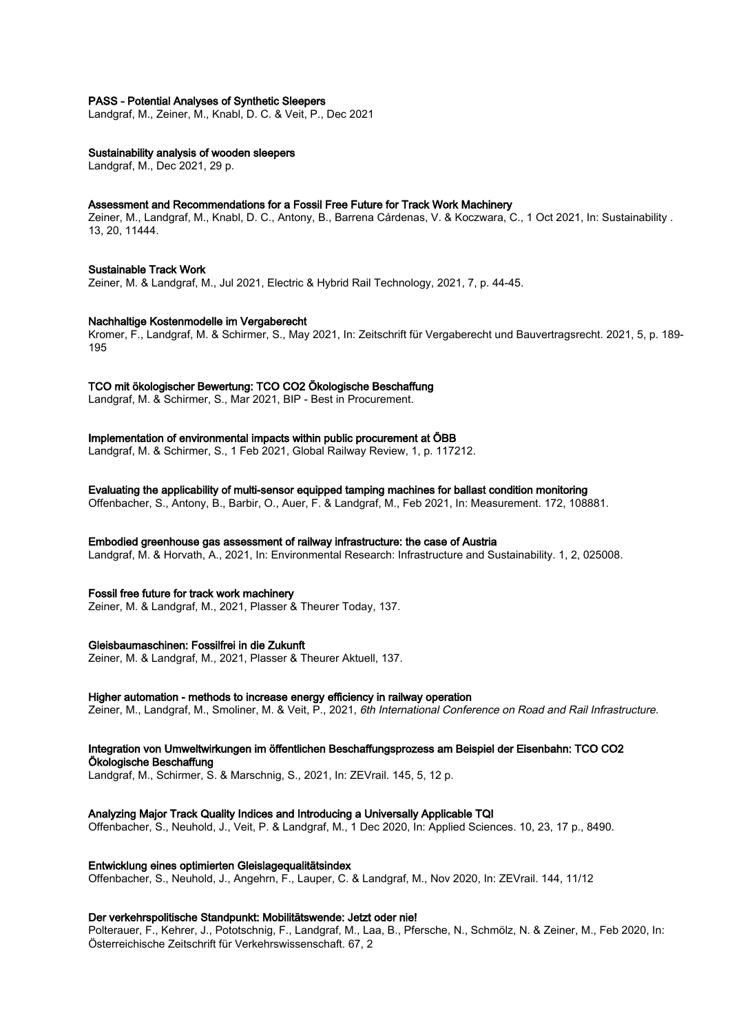**PASS - Potential Analyses of Synthetic Sleepers**
Landgraf, M., Zeiner, M., Knabl, D. C. & Veit, P., Dec 2021

**Sustainability analysis of wooden sleepers**
Landgraf, M., Dec 2021, 29 p.

**Assessment and Recommendations for a Fossil Free Future for Track Work Machinery**
Zeiner, M., Landgraf, M., Knabl, D. C., Antony, B., Barrena Cárdenas, V. & Koczwara, C., 1 Oct 2021, In: Sustainability . 13, 20, 11444.

**Sustainable Track Work**
Zeiner, M. & Landgraf, M., Jul 2021, Electric & Hybrid Rail Technology, 2021, 7, p. 44-45.

**Nachhaltige Kostenmodelle im Vergaberecht**
Kromer, F., Landgraf, M. & Schirmer, S., May 2021, In: Zeitschrift für Vergaberecht und Bauvertragsrecht. 2021, 5, p. 189-195

**TCO mit ökologischer Bewertung: TCO CO2 Ökologische Beschaffung**
Landgraf, M. & Schirmer, S., Mar 2021, BIP - Best in Procurement.

**Implementation of environmental impacts within public procurement at ÖBB**
Landgraf, M. & Schirmer, S., 1 Feb 2021, Global Railway Review, 1, p. 117212.

**Evaluating the applicability of multi-sensor equipped tamping machines for ballast condition monitoring**
Offenbacher, S., Antony, B., Barbir, O., Auer, F. & Landgraf, M., Feb 2021, In: Measurement. 172, 108881.

**Embodied greenhouse gas assessment of railway infrastructure: the case of Austria**
Landgraf, M. & Horvath, A., 2021, In: Environmental Research: Infrastructure and Sustainability. 1, 2, 025008.

**Fossil free future for track work machinery**
Zeiner, M. & Landgraf, M., 2021, Plasser & Theurer Today, 137.

**Gleisbaumaschinen: Fossilfrei in die Zukunft**
Zeiner, M. & Landgraf, M., 2021, Plasser & Theurer Aktuell, 137.

**Higher automation - methods to increase energy efficiency in railway operation**
Zeiner, M., Landgraf, M., Smoliner, M. & Veit, P., 2021, *6th International Conference on Road and Rail Infrastructure.*

**Integration von Umweltwirkungen im öffentlichen Beschaffungsprozess am Beispiel der Eisenbahn: TCO CO2 Ökologische Beschaffung**
Landgraf, M., Schirmer, S. & Marschnig, S., 2021, In: ZEVrail. 145, 5, 12 p.

**Analyzing Major Track Quality Indices and Introducing a Universally Applicable TQI**
Offenbacher, S., Neuhold, J., Veit, P. & Landgraf, M., 1 Dec 2020, In: Applied Sciences. 10, 23, 17 p., 8490.

**Entwicklung eines optimierten Gleislagequalitätsindex**
Offenbacher, S., Neuhold, J., Angehrn, F., Lauper, C. & Landgraf, M., Nov 2020, In: ZEVrail. 144, 11/12

**Der verkehrspolitische Standpunkt: Mobilitätswende: Jetzt oder nie!**
Polterauer, F., Kehrer, J., Pototschnig, F., Landgraf, M., Laa, B., Pfersche, N., Schmölz, N. & Zeiner, M., Feb 2020, In: Österreichische Zeitschrift für Verkehrswissenschaft. 67, 2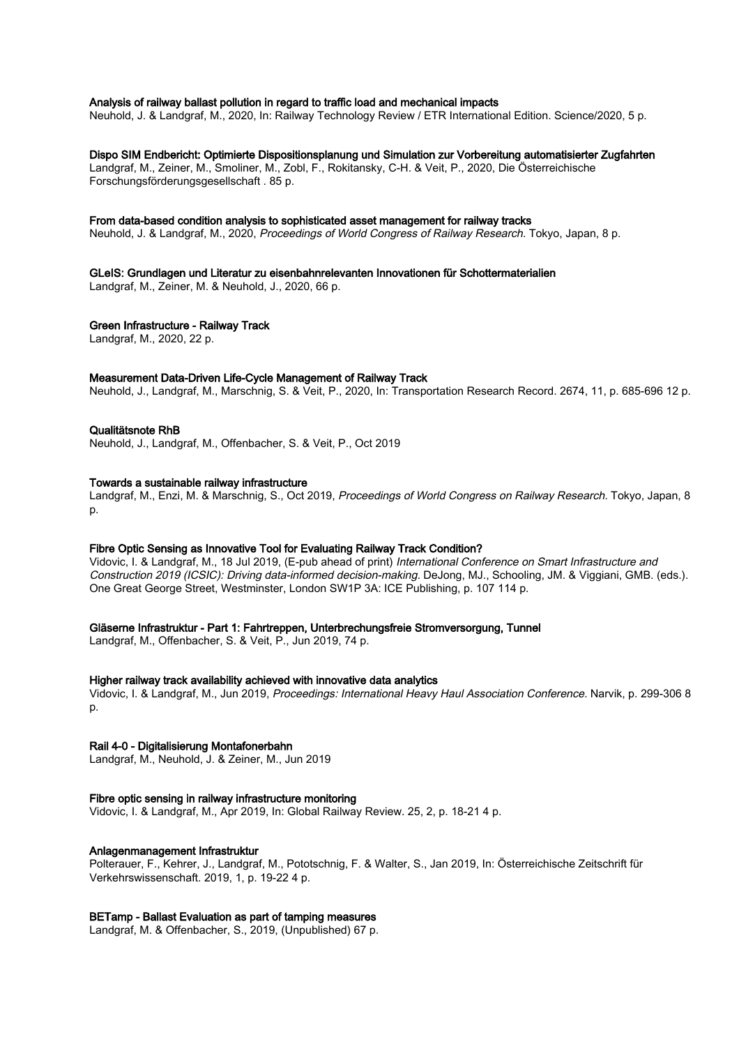**Analysis of railway ballast pollution in regard to traffic load and mechanical impacts**
Neuhold, J. & Landgraf, M., 2020, In: Railway Technology Review / ETR International Edition. Science/2020, 5 p.

**Dispo SIM Endbericht: Optimierte Dispositionsplanung und Simulation zur Vorbereitung automatisierter Zugfahrten**
Landgraf, M., Zeiner, M., Smoliner, M., Zobl, F., Rokitansky, C-H. & Veit, P., 2020, Die Österreichische Forschungsförderungsgesellschaft . 85 p.

**From data-based condition analysis to sophisticated asset management for railway tracks**
Neuhold, J. & Landgraf, M., 2020, *Proceedings of World Congress of Railway Research.* Tokyo, Japan, 8 p.

**GLeIS: Grundlagen und Literatur zu eisenbahnrelevanten Innovationen für Schottermaterialien**
Landgraf, M., Zeiner, M. & Neuhold, J., 2020, 66 p.

**Green Infrastructure - Railway Track**
Landgraf, M., 2020, 22 p.

**Measurement Data-Driven Life-Cycle Management of Railway Track**
Neuhold, J., Landgraf, M., Marschnig, S. & Veit, P., 2020, In: Transportation Research Record. 2674, 11, p. 685-696 12 p.

**Qualitätsnote RhB**
Neuhold, J., Landgraf, M., Offenbacher, S. & Veit, P., Oct 2019

**Towards a sustainable railway infrastructure**
Landgraf, M., Enzi, M. & Marschnig, S., Oct 2019, *Proceedings of World Congress on Railway Research.* Tokyo, Japan, 8 p.

**Fibre Optic Sensing as Innovative Tool for Evaluating Railway Track Condition?**
Vidovic, I. & Landgraf, M., 18 Jul 2019, (E-pub ahead of print) *International Conference on Smart Infrastructure and Construction 2019 (ICSIC): Driving data-informed decision-making.* DeJong, MJ., Schooling, JM. & Viggiani, GMB. (eds.). One Great George Street, Westminster, London SW1P 3A: ICE Publishing, p. 107 114 p.

**Gläserne Infrastruktur - Part 1: Fahrtreppen, Unterbrechungsfreie Stromversorgung, Tunnel**
Landgraf, M., Offenbacher, S. & Veit, P., Jun 2019, 74 p.

**Higher railway track availability achieved with innovative data analytics**
Vidovic, I. & Landgraf, M., Jun 2019, *Proceedings: International Heavy Haul Association Conference.* Narvik, p. 299-306 8 p.

**Rail 4-0 - Digitalisierung Montafonerbahn**
Landgraf, M., Neuhold, J. & Zeiner, M., Jun 2019

**Fibre optic sensing in railway infrastructure monitoring**
Vidovic, I. & Landgraf, M., Apr 2019, In: Global Railway Review. 25, 2, p. 18-21 4 p.

**Anlagenmanagement Infrastruktur**
Polterauer, F., Kehrer, J., Landgraf, M., Pototschnig, F. & Walter, S., Jan 2019, In: Österreichische Zeitschrift für Verkehrswissenschaft. 2019, 1, p. 19-22 4 p.

**BETamp - Ballast Evaluation as part of tamping measures**
Landgraf, M. & Offenbacher, S., 2019, (Unpublished) 67 p.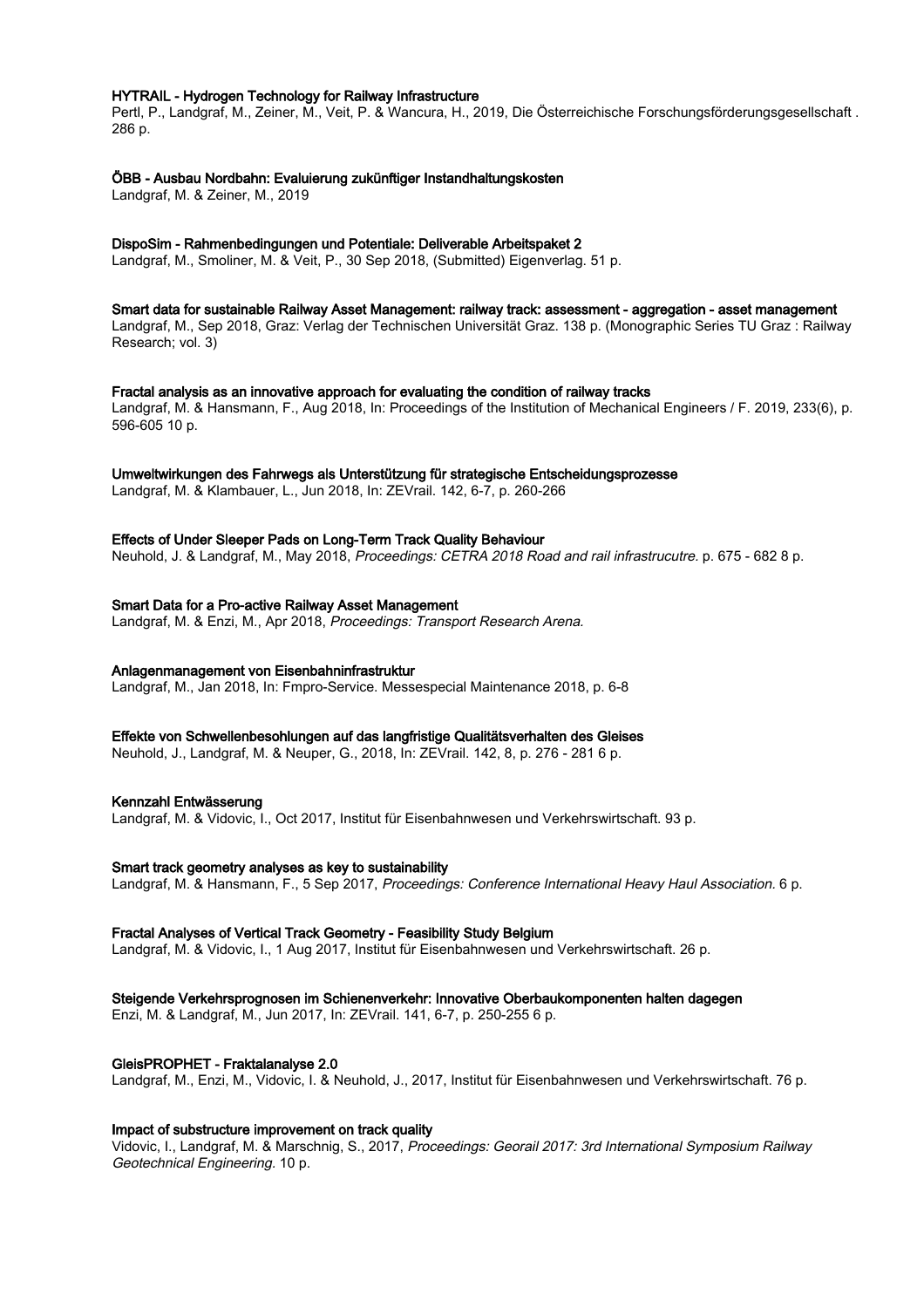**HYTRAIL - Hydrogen Technology for Railway Infrastructure**
Pertl, P., Landgraf, M., Zeiner, M., Veit, P. & Wancura, H., 2019, Die Österreichische Forschungsförderungsgesellschaft . 286 p.

**ÖBB - Ausbau Nordbahn: Evaluierung zukünftiger Instandhaltungskosten**
Landgraf, M. & Zeiner, M., 2019

**DispoSim - Rahmenbedingungen und Potentiale: Deliverable Arbeitspaket 2**
Landgraf, M., Smoliner, M. & Veit, P., 30 Sep 2018, (Submitted) Eigenverlag. 51 p.

**Smart data for sustainable Railway Asset Management: railway track: assessment - aggregation - asset management**
Landgraf, M., Sep 2018, Graz: Verlag der Technischen Universität Graz. 138 p. (Monographic Series TU Graz : Railway Research; vol. 3)

**Fractal analysis as an innovative approach for evaluating the condition of railway tracks**
Landgraf, M. & Hansmann, F., Aug 2018, In: Proceedings of the Institution of Mechanical Engineers / F. 2019, 233(6), p. 596-605 10 p.

**Umweltwirkungen des Fahrwegs als Unterstützung für strategische Entscheidungsprozesse**
Landgraf, M. & Klambauer, L., Jun 2018, In: ZEVrail. 142, 6-7, p. 260-266

**Effects of Under Sleeper Pads on Long-Term Track Quality Behaviour**
Neuhold, J. & Landgraf, M., May 2018, *Proceedings: CETRA 2018 Road and rail infrastrucutre.* p. 675 - 682 8 p.

**Smart Data for a Pro-active Railway Asset Management**
Landgraf, M. & Enzi, M., Apr 2018, *Proceedings: Transport Research Arena.*

**Anlagenmanagement von Eisenbahninfrastruktur**
Landgraf, M., Jan 2018, In: Fmpro-Service. Messespecial Maintenance 2018, p. 6-8

**Effekte von Schwellenbesohlungen auf das langfristige Qualitätsverhalten des Gleises**
Neuhold, J., Landgraf, M. & Neuper, G., 2018, In: ZEVrail. 142, 8, p. 276 - 281 6 p.

**Kennzahl Entwässerung**
Landgraf, M. & Vidovic, I., Oct 2017, Institut für Eisenbahnwesen und Verkehrswirtschaft. 93 p.

**Smart track geometry analyses as key to sustainability**
Landgraf, M. & Hansmann, F., 5 Sep 2017, *Proceedings: Conference International Heavy Haul Association.* 6 p.

**Fractal Analyses of Vertical Track Geometry - Feasibility Study Belgium**
Landgraf, M. & Vidovic, I., 1 Aug 2017, Institut für Eisenbahnwesen und Verkehrswirtschaft. 26 p.

**Steigende Verkehrsprognosen im Schienenverkehr: Innovative Oberbaukomponenten halten dagegen**
Enzi, M. & Landgraf, M., Jun 2017, In: ZEVrail. 141, 6-7, p. 250-255 6 p.

**GleisPROPHET - Fraktalanalyse 2.0**
Landgraf, M., Enzi, M., Vidovic, I. & Neuhold, J., 2017, Institut für Eisenbahnwesen und Verkehrswirtschaft. 76 p.

**Impact of substructure improvement on track quality**
Vidovic, I., Landgraf, M. & Marschnig, S., 2017, *Proceedings: Georail 2017: 3rd International Symposium Railway Geotechnical Engineering.* 10 p.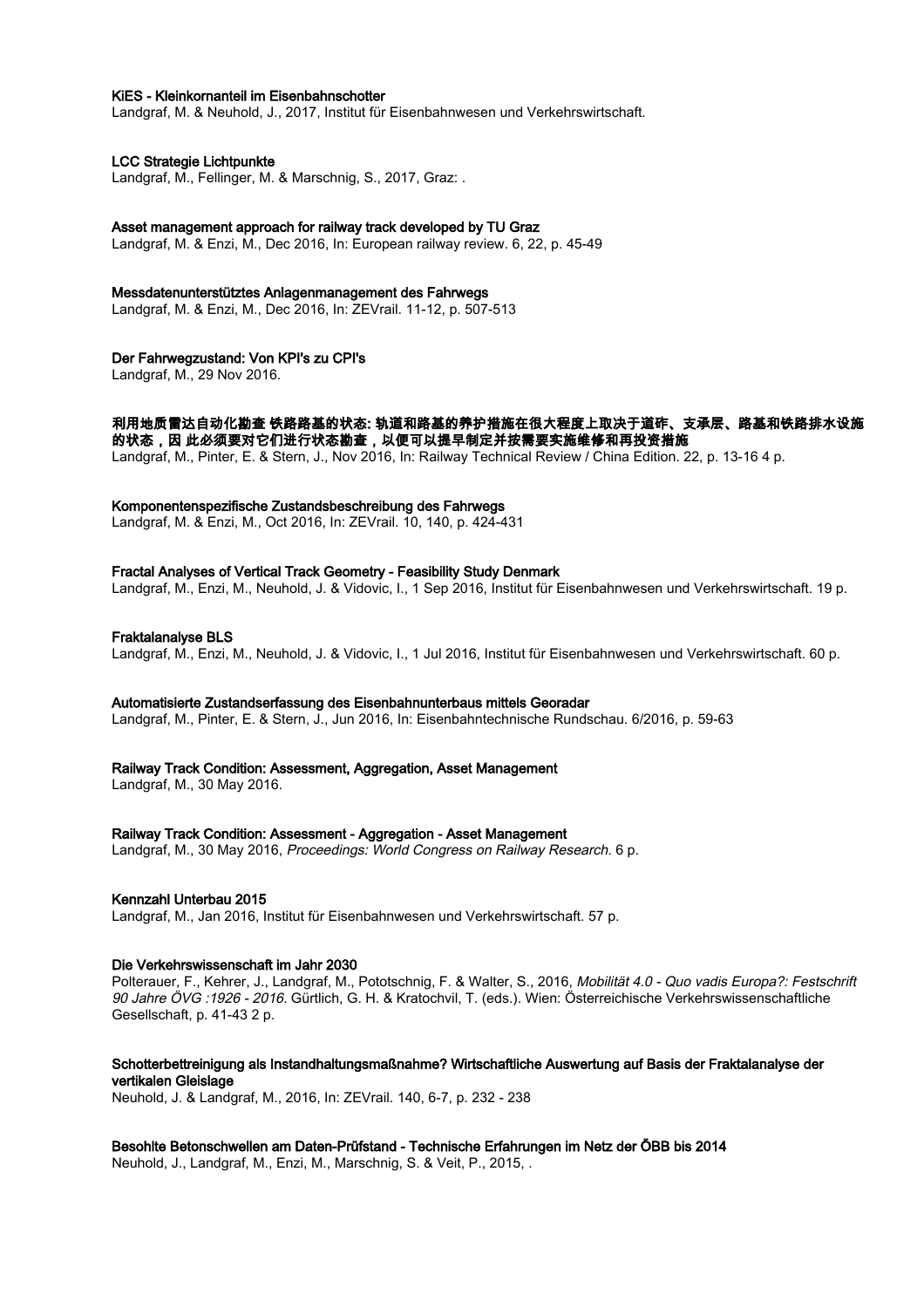**KiES - Kleinkornanteil im Eisenbahnschotter**
Landgraf, M. & Neuhold, J., 2017, Institut für Eisenbahnwesen und Verkehrswirtschaft.

**LCC Strategie Lichtpunkte**
Landgraf, M., Fellinger, M. & Marschnig, S., 2017, Graz: .

**Asset management approach for railway track developed by TU Graz**
Landgraf, M. & Enzi, M., Dec 2016, In: European railway review. 6, 22, p. 45-49

**Messdatenunterstütztes Anlagenmanagement des Fahrwegs**
Landgraf, M. & Enzi, M., Dec 2016, In: ZEVrail. 11-12, p. 507-513

**Der Fahrwegzustand: Von KPI's zu CPI's**
Landgraf, M., 29 Nov 2016.

**利用地质雷达自动化勘查 铁路路基的状态: 轨道和路基的养护措施在很大程度上取决于道砟、支承层、路基和铁路排水设施的状态，因 此必须要对它们进行状态勘查，以便可以提早制定并按需要实施维修和再投资措施**
Landgraf, M., Pinter, E. & Stern, J., Nov 2016, In: Railway Technical Review / China Edition. 22, p. 13-16 4 p.

**Komponentenspezifische Zustandsbeschreibung des Fahrwegs**
Landgraf, M. & Enzi, M., Oct 2016, In: ZEVrail. 10, 140, p. 424-431

**Fractal Analyses of Vertical Track Geometry - Feasibility Study Denmark**
Landgraf, M., Enzi, M., Neuhold, J. & Vidovic, I., 1 Sep 2016, Institut für Eisenbahnwesen und Verkehrswirtschaft. 19 p.

**Fraktalanalyse BLS**
Landgraf, M., Enzi, M., Neuhold, J. & Vidovic, I., 1 Jul 2016, Institut für Eisenbahnwesen und Verkehrswirtschaft. 60 p.

**Automatisierte Zustandserfassung des Eisenbahnunterbaus mittels Georadar**
Landgraf, M., Pinter, E. & Stern, J., Jun 2016, In: Eisenbahntechnische Rundschau. 6/2016, p. 59-63

**Railway Track Condition: Assessment, Aggregation, Asset Management**
Landgraf, M., 30 May 2016.

**Railway Track Condition: Assessment - Aggregation - Asset Management**
Landgraf, M., 30 May 2016, *Proceedings: World Congress on Railway Research.* 6 p.

**Kennzahl Unterbau 2015**
Landgraf, M., Jan 2016, Institut für Eisenbahnwesen und Verkehrswirtschaft. 57 p.

**Die Verkehrswissenschaft im Jahr 2030**
Polterauer, F., Kehrer, J., Landgraf, M., Pototschnig, F. & Walter, S., 2016, *Mobilität 4.0 - Quo vadis Europa?: Festschrift 90 Jahre ÖVG :1926 - 2016.* Gürtlich, G. H. & Kratochvil, T. (eds.). Wien: Österreichische Verkehrswissenschaftliche Gesellschaft, p. 41-43 2 p.

**Schotterbettreinigung als Instandhaltungsmaßnahme? Wirtschaftliche Auswertung auf Basis der Fraktalanalyse der vertikalen Gleislage**
Neuhold, J. & Landgraf, M., 2016, In: ZEVrail. 140, 6-7, p. 232 - 238

**Besohlte Betonschwellen am Daten-Prüfstand - Technische Erfahrungen im Netz der ÖBB bis 2014**
Neuhold, J., Landgraf, M., Enzi, M., Marschnig, S. & Veit, P., 2015, .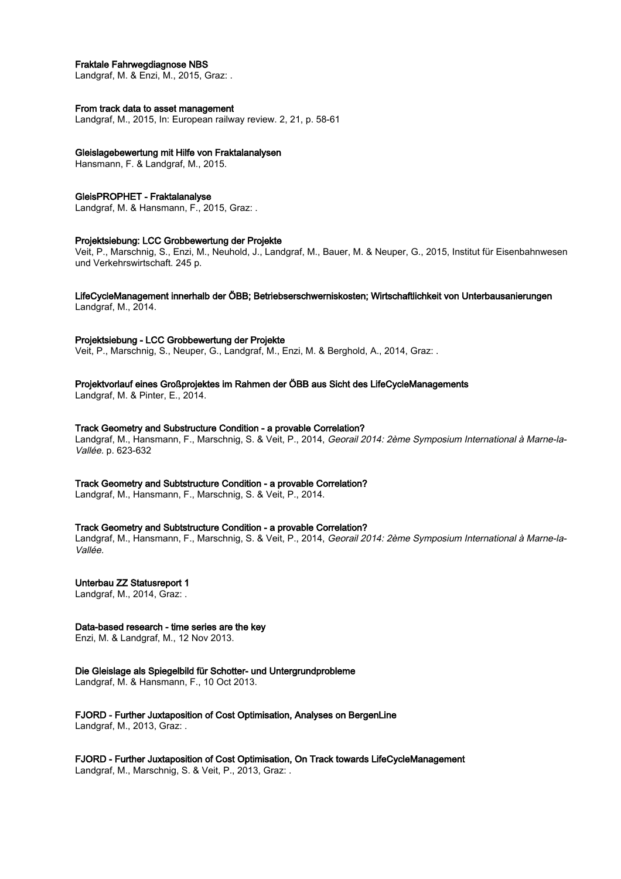**Fraktale Fahrwegdiagnose NBS**
Landgraf, M. & Enzi, M., 2015, Graz: .

**From track data to asset management**
Landgraf, M., 2015, In: European railway review. 2, 21, p. 58-61

**Gleislagebewertung mit Hilfe von Fraktalanalysen**
Hansmann, F. & Landgraf, M., 2015.

**GleisPROPHET - Fraktalanalyse**
Landgraf, M. & Hansmann, F., 2015, Graz: .

**Projektsiebung: LCC Grobbewertung der Projekte**
Veit, P., Marschnig, S., Enzi, M., Neuhold, J., Landgraf, M., Bauer, M. & Neuper, G., 2015, Institut für Eisenbahnwesen und Verkehrswirtschaft. 245 p.

**LifeCycleManagement innerhalb der ÖBB; Betriebserschwerniskosten; Wirtschaftlichkeit von Unterbausanierungen**
Landgraf, M., 2014.

**Projektsiebung - LCC Grobbewertung der Projekte**
Veit, P., Marschnig, S., Neuper, G., Landgraf, M., Enzi, M. & Berghold, A., 2014, Graz: .

**Projektvorlauf eines Großprojektes im Rahmen der ÖBB aus Sicht des LifeCycleManagements**
Landgraf, M. & Pinter, E., 2014.

**Track Geometry and Substructure Condition - a provable Correlation?**
Landgraf, M., Hansmann, F., Marschnig, S. & Veit, P., 2014, *Georail 2014: 2ème Symposium International à Marne-la-Vallée.* p. 623-632

**Track Geometry and Subtstructure Condition - a provable Correlation?**
Landgraf, M., Hansmann, F., Marschnig, S. & Veit, P., 2014.

**Track Geometry and Subtstructure Condition - a provable Correlation?**
Landgraf, M., Hansmann, F., Marschnig, S. & Veit, P., 2014, *Georail 2014: 2ème Symposium International à Marne-la-Vallée.*

**Unterbau ZZ Statusreport 1**
Landgraf, M., 2014, Graz: .

**Data-based research - time series are the key**
Enzi, M. & Landgraf, M., 12 Nov 2013.

**Die Gleislage als Spiegelbild für Schotter- und Untergrundprobleme**
Landgraf, M. & Hansmann, F., 10 Oct 2013.

**FJORD - Further Juxtaposition of Cost Optimisation, Analyses on BergenLine**
Landgraf, M., 2013, Graz: .

**FJORD - Further Juxtaposition of Cost Optimisation, On Track towards LifeCycleManagement**
Landgraf, M., Marschnig, S. & Veit, P., 2013, Graz: .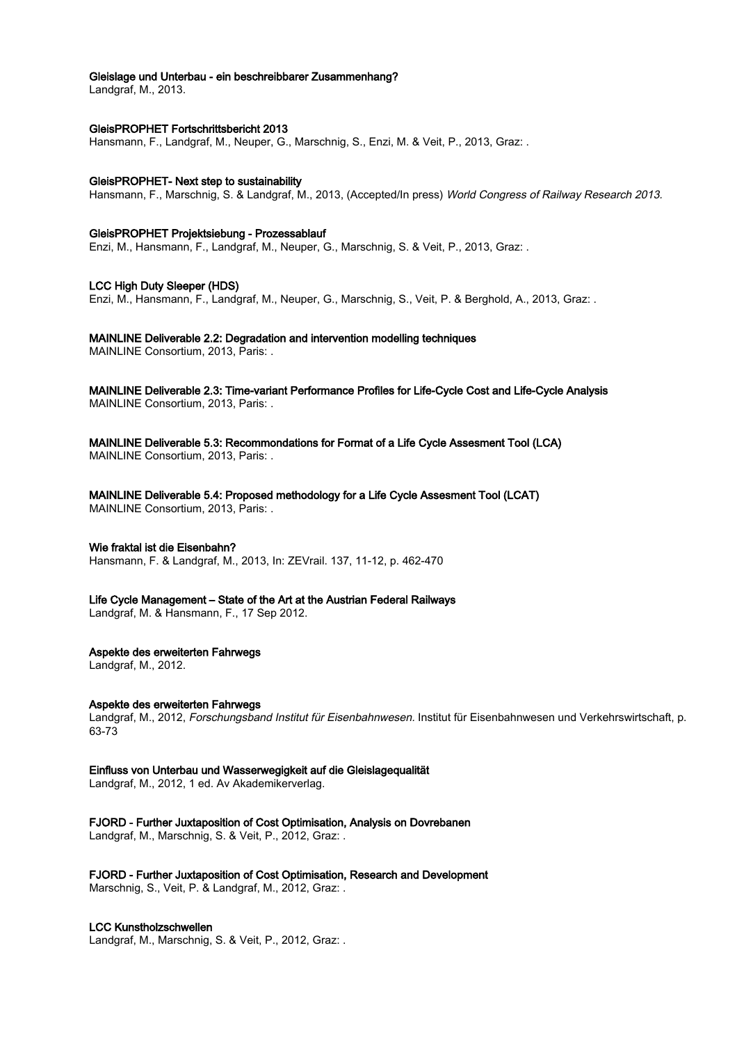**Gleislage und Unterbau - ein beschreibbarer Zusammenhang?**
Landgraf, M., 2013.

**GleisPROPHET Fortschrittsbericht 2013**
Hansmann, F., Landgraf, M., Neuper, G., Marschnig, S., Enzi, M. & Veit, P., 2013, Graz: .

**GleisPROPHET- Next step to sustainability**
Hansmann, F., Marschnig, S. & Landgraf, M., 2013, (Accepted/In press) *World Congress of Railway Research 2013.*

**GleisPROPHET Projektsiebung - Prozessablauf**
Enzi, M., Hansmann, F., Landgraf, M., Neuper, G., Marschnig, S. & Veit, P., 2013, Graz: .

**LCC High Duty Sleeper (HDS)**
Enzi, M., Hansmann, F., Landgraf, M., Neuper, G., Marschnig, S., Veit, P. & Berghold, A., 2013, Graz: .

**MAINLINE Deliverable 2.2: Degradation and intervention modelling techniques**
MAINLINE Consortium, 2013, Paris: .

**MAINLINE Deliverable 2.3: Time-variant Performance Profiles for Life-Cycle Cost and Life-Cycle Analysis**
MAINLINE Consortium, 2013, Paris: .

**MAINLINE Deliverable 5.3: Recommondations for Format of a Life Cycle Assesment Tool (LCA)**
MAINLINE Consortium, 2013, Paris: .

**MAINLINE Deliverable 5.4: Proposed methodology for a Life Cycle Assesment Tool (LCAT)**
MAINLINE Consortium, 2013, Paris: .

**Wie fraktal ist die Eisenbahn?**
Hansmann, F. & Landgraf, M., 2013, In: ZEVrail. 137, 11-12, p. 462-470

**Life Cycle Management – State of the Art at the Austrian Federal Railways**
Landgraf, M. & Hansmann, F., 17 Sep 2012.

**Aspekte des erweiterten Fahrwegs**
Landgraf, M., 2012.

**Aspekte des erweiterten Fahrwegs**
Landgraf, M., 2012, *Forschungsband Institut für Eisenbahnwesen.* Institut für Eisenbahnwesen und Verkehrswirtschaft, p. 63-73

**Einfluss von Unterbau und Wasserwegigkeit auf die Gleislagequalität**
Landgraf, M., 2012, 1 ed. Av Akademikerverlag.

**FJORD - Further Juxtaposition of Cost Optimisation, Analysis on Dovrebanen**
Landgraf, M., Marschnig, S. & Veit, P., 2012, Graz: .

**FJORD - Further Juxtaposition of Cost Optimisation, Research and Development**
Marschnig, S., Veit, P. & Landgraf, M., 2012, Graz: .

**LCC Kunstholzschwellen**
Landgraf, M., Marschnig, S. & Veit, P., 2012, Graz: .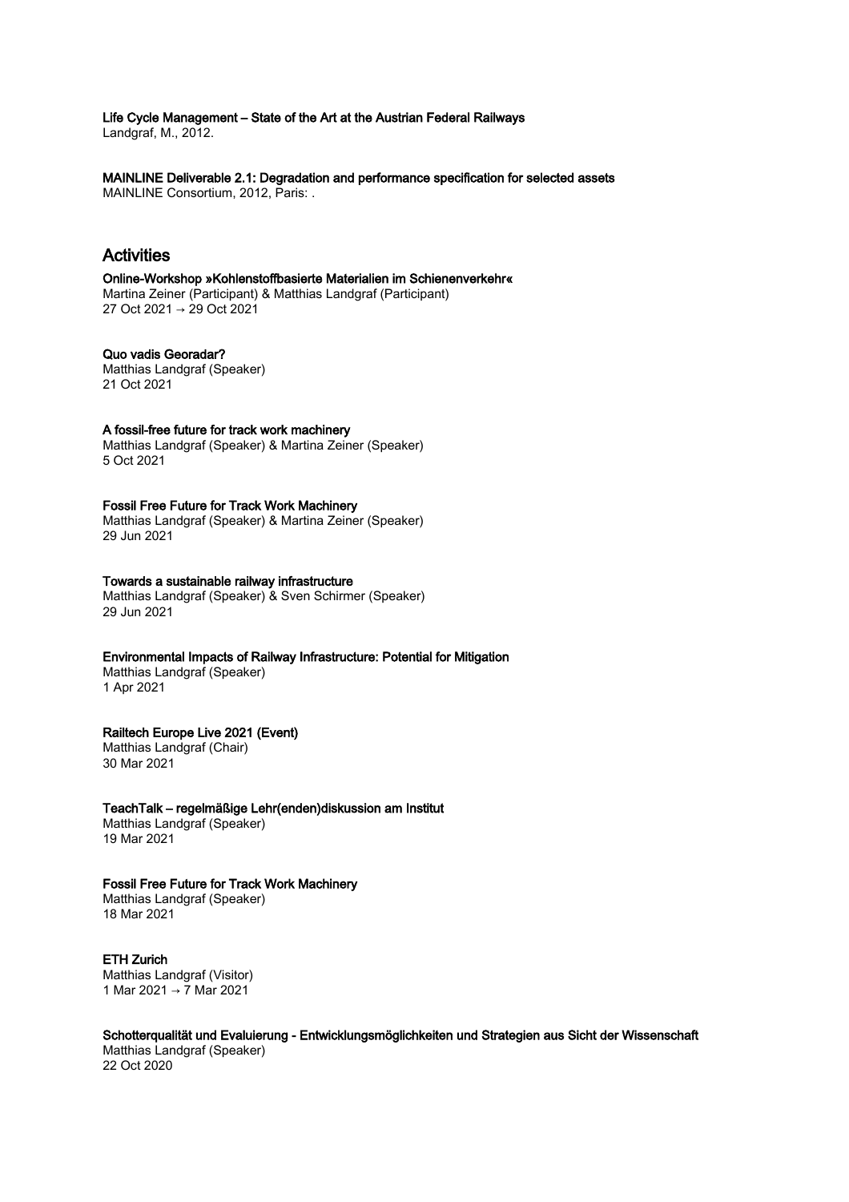**Life Cycle Management – State of the Art at the Austrian Federal Railways**
Landgraf, M., 2012.

**MAINLINE Deliverable 2.1: Degradation and performance specification for selected assets**
MAINLINE Consortium, 2012, Paris: .

## Activities

**Online-Workshop »Kohlenstoffbasierte Materialien im Schienenverkehr«**
Martina Zeiner (Participant) & Matthias Landgraf (Participant)
27 Oct 2021 → 29 Oct 2021

**Quo vadis Georadar?**
Matthias Landgraf (Speaker)
21 Oct 2021

**A fossil-free future for track work machinery**
Matthias Landgraf (Speaker) & Martina Zeiner (Speaker)
5 Oct 2021

**Fossil Free Future for Track Work Machinery**
Matthias Landgraf (Speaker) & Martina Zeiner (Speaker)
29 Jun 2021

**Towards a sustainable railway infrastructure**
Matthias Landgraf (Speaker) & Sven Schirmer (Speaker)
29 Jun 2021

**Environmental Impacts of Railway Infrastructure: Potential for Mitigation**
Matthias Landgraf (Speaker)
1 Apr 2021

**Railtech Europe Live 2021 (Event)**
Matthias Landgraf (Chair)
30 Mar 2021

**TeachTalk – regelmäßige Lehr(enden)diskussion am Institut**
Matthias Landgraf (Speaker)
19 Mar 2021

**Fossil Free Future for Track Work Machinery**
Matthias Landgraf (Speaker)
18 Mar 2021

**ETH Zurich**
Matthias Landgraf (Visitor)
1 Mar 2021 → 7 Mar 2021

**Schotterqualität und Evaluierung - Entwicklungsmöglichkeiten und Strategien aus Sicht der Wissenschaft**
Matthias Landgraf (Speaker)
22 Oct 2020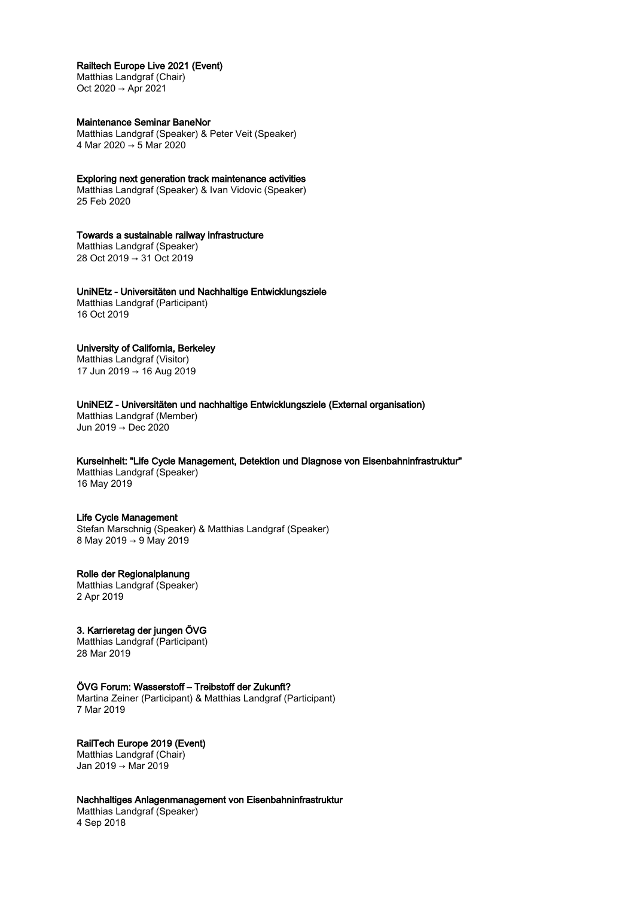**Railtech Europe Live 2021 (Event)**
Matthias Landgraf (Chair)
Oct 2020 → Apr 2021

**Maintenance Seminar BaneNor**
Matthias Landgraf (Speaker) & Peter Veit (Speaker)
4 Mar 2020 → 5 Mar 2020

**Exploring next generation track maintenance activities**
Matthias Landgraf (Speaker) & Ivan Vidovic (Speaker)
25 Feb 2020

**Towards a sustainable railway infrastructure**
Matthias Landgraf (Speaker)
28 Oct 2019 → 31 Oct 2019

**UniNEtz - Universitäten und Nachhaltige Entwicklungsziele**
Matthias Landgraf (Participant)
16 Oct 2019

**University of California, Berkeley**
Matthias Landgraf (Visitor)
17 Jun 2019 → 16 Aug 2019

**UniNEtZ - Universitäten und nachhaltige Entwicklungsziele (External organisation)**
Matthias Landgraf (Member)
Jun 2019 → Dec 2020

**Kurseinheit: "Life Cycle Management, Detektion und Diagnose von Eisenbahninfrastruktur"**
Matthias Landgraf (Speaker)
16 May 2019

**Life Cycle Management**
Stefan Marschnig (Speaker) & Matthias Landgraf (Speaker)
8 May 2019 → 9 May 2019

**Rolle der Regionalplanung**
Matthias Landgraf (Speaker)
2 Apr 2019

**3. Karrieretag der jungen ÖVG**
Matthias Landgraf (Participant)
28 Mar 2019

**ÖVG Forum: Wasserstoff – Treibstoff der Zukunft?**
Martina Zeiner (Participant) & Matthias Landgraf (Participant)
7 Mar 2019

**RailTech Europe 2019 (Event)**
Matthias Landgraf (Chair)
Jan 2019 → Mar 2019

**Nachhaltiges Anlagenmanagement von Eisenbahninfrastruktur**
Matthias Landgraf (Speaker)
4 Sep 2018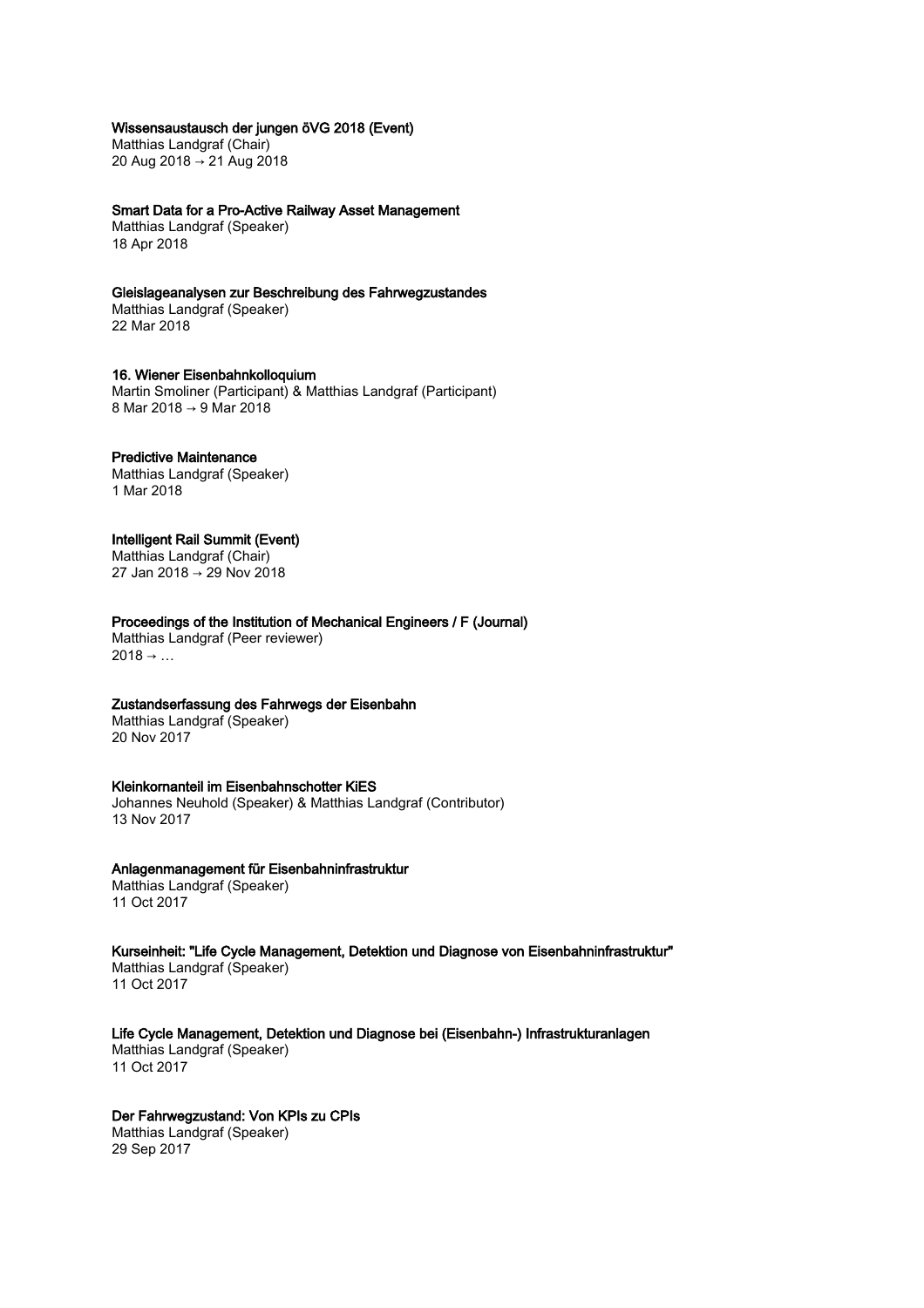**Wissensaustausch der jungen öVG 2018 (Event)**
Matthias Landgraf (Chair)
20 Aug 2018 → 21 Aug 2018

**Smart Data for a Pro-Active Railway Asset Management**
Matthias Landgraf (Speaker)
18 Apr 2018

**Gleislageanalysen zur Beschreibung des Fahrwegzustandes**
Matthias Landgraf (Speaker)
22 Mar 2018

**16. Wiener Eisenbahnkolloquium**
Martin Smoliner (Participant) & Matthias Landgraf (Participant)
8 Mar 2018 → 9 Mar 2018

**Predictive Maintenance**
Matthias Landgraf (Speaker)
1 Mar 2018

**Intelligent Rail Summit (Event)**
Matthias Landgraf (Chair)
27 Jan 2018 → 29 Nov 2018

**Proceedings of the Institution of Mechanical Engineers / F (Journal)**
Matthias Landgraf (Peer reviewer)
2018 → …

**Zustandserfassung des Fahrwegs der Eisenbahn**
Matthias Landgraf (Speaker)
20 Nov 2017

**Kleinkornanteil im Eisenbahnschotter KiES**
Johannes Neuhold (Speaker) & Matthias Landgraf (Contributor)
13 Nov 2017

**Anlagenmanagement für Eisenbahninfrastruktur**
Matthias Landgraf (Speaker)
11 Oct 2017

**Kurseinheit: "Life Cycle Management, Detektion und Diagnose von Eisenbahninfrastruktur"**
Matthias Landgraf (Speaker)
11 Oct 2017

**Life Cycle Management, Detektion und Diagnose bei (Eisenbahn-) Infrastrukturanlagen**
Matthias Landgraf (Speaker)
11 Oct 2017

**Der Fahrwegzustand: Von KPIs zu CPIs**
Matthias Landgraf (Speaker)
29 Sep 2017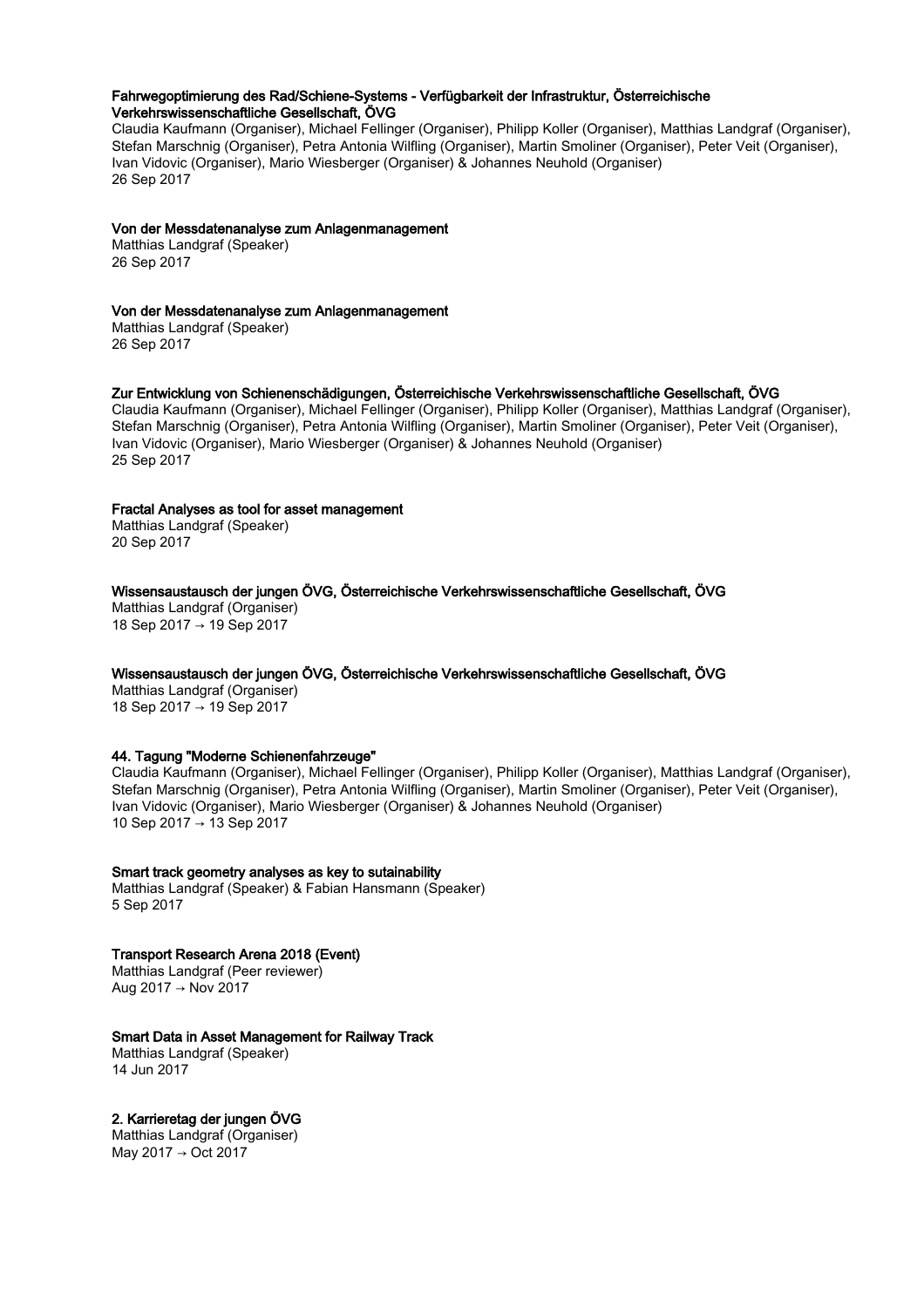**Fahrwegoptimierung des Rad/Schiene-Systems - Verfügbarkeit der Infrastruktur, Österreichische Verkehrswissenschaftliche Gesellschaft, ÖVG**
Claudia Kaufmann (Organiser), Michael Fellinger (Organiser), Philipp Koller (Organiser), Matthias Landgraf (Organiser), Stefan Marschnig (Organiser), Petra Antonia Wilfling (Organiser), Martin Smoliner (Organiser), Peter Veit (Organiser), Ivan Vidovic (Organiser), Mario Wiesberger (Organiser) & Johannes Neuhold (Organiser)
26 Sep 2017

**Von der Messdatenanalyse zum Anlagenmanagement**
Matthias Landgraf (Speaker)
26 Sep 2017

**Von der Messdatenanalyse zum Anlagenmanagement**
Matthias Landgraf (Speaker)
26 Sep 2017

**Zur Entwicklung von Schienenschädigungen, Österreichische Verkehrswissenschaftliche Gesellschaft, ÖVG**
Claudia Kaufmann (Organiser), Michael Fellinger (Organiser), Philipp Koller (Organiser), Matthias Landgraf (Organiser), Stefan Marschnig (Organiser), Petra Antonia Wilfling (Organiser), Martin Smoliner (Organiser), Peter Veit (Organiser), Ivan Vidovic (Organiser), Mario Wiesberger (Organiser) & Johannes Neuhold (Organiser)
25 Sep 2017

**Fractal Analyses as tool for asset management**
Matthias Landgraf (Speaker)
20 Sep 2017

**Wissensaustausch der jungen ÖVG, Österreichische Verkehrswissenschaftliche Gesellschaft, ÖVG**
Matthias Landgraf (Organiser)
18 Sep 2017 → 19 Sep 2017

**Wissensaustausch der jungen ÖVG, Österreichische Verkehrswissenschaftliche Gesellschaft, ÖVG**
Matthias Landgraf (Organiser)
18 Sep 2017 → 19 Sep 2017

**44. Tagung "Moderne Schienenfahrzeuge"**
Claudia Kaufmann (Organiser), Michael Fellinger (Organiser), Philipp Koller (Organiser), Matthias Landgraf (Organiser), Stefan Marschnig (Organiser), Petra Antonia Wilfling (Organiser), Martin Smoliner (Organiser), Peter Veit (Organiser), Ivan Vidovic (Organiser), Mario Wiesberger (Organiser) & Johannes Neuhold (Organiser)
10 Sep 2017 → 13 Sep 2017

**Smart track geometry analyses as key to sutainability**
Matthias Landgraf (Speaker) & Fabian Hansmann (Speaker)
5 Sep 2017

**Transport Research Arena 2018 (Event)**
Matthias Landgraf (Peer reviewer)
Aug 2017 → Nov 2017

**Smart Data in Asset Management for Railway Track**
Matthias Landgraf (Speaker)
14 Jun 2017

**2. Karrieretag der jungen ÖVG**
Matthias Landgraf (Organiser)
May 2017 → Oct 2017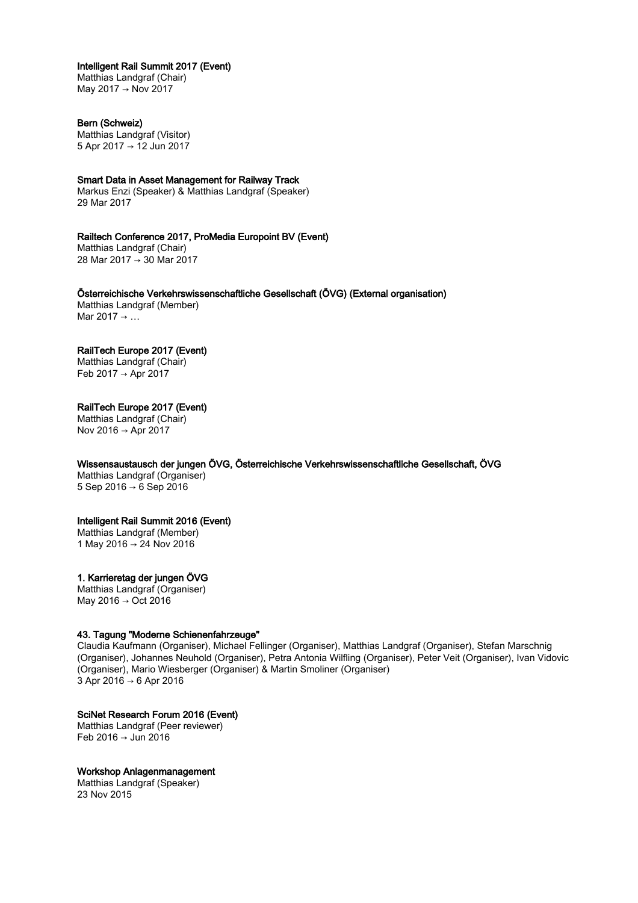**Intelligent Rail Summit 2017 (Event)**
Matthias Landgraf (Chair)
May 2017 → Nov 2017

**Bern (Schweiz)**
Matthias Landgraf (Visitor)
5 Apr 2017 → 12 Jun 2017

**Smart Data in Asset Management for Railway Track**
Markus Enzi (Speaker) & Matthias Landgraf (Speaker)
29 Mar 2017

**Railtech Conference 2017, ProMedia Europoint BV (Event)**
Matthias Landgraf (Chair)
28 Mar 2017 → 30 Mar 2017

**Österreichische Verkehrswissenschaftliche Gesellschaft (ÖVG) (External organisation)**
Matthias Landgraf (Member)
Mar 2017 → …

**RailTech Europe 2017 (Event)**
Matthias Landgraf (Chair)
Feb 2017 → Apr 2017

**RailTech Europe 2017 (Event)**
Matthias Landgraf (Chair)
Nov 2016 → Apr 2017

**Wissensaustausch der jungen ÖVG, Österreichische Verkehrswissenschaftliche Gesellschaft, ÖVG**
Matthias Landgraf (Organiser)
5 Sep 2016 → 6 Sep 2016

**Intelligent Rail Summit 2016 (Event)**
Matthias Landgraf (Member)
1 May 2016 → 24 Nov 2016

**1. Karrieretag der jungen ÖVG**
Matthias Landgraf (Organiser)
May 2016 → Oct 2016

**43. Tagung "Moderne Schienenfahrzeuge"**
Claudia Kaufmann (Organiser), Michael Fellinger (Organiser), Matthias Landgraf (Organiser), Stefan Marschnig (Organiser), Johannes Neuhold (Organiser), Petra Antonia Wilfling (Organiser), Peter Veit (Organiser), Ivan Vidovic (Organiser), Mario Wiesberger (Organiser) & Martin Smoliner (Organiser)
3 Apr 2016 → 6 Apr 2016

**SciNet Research Forum 2016 (Event)**
Matthias Landgraf (Peer reviewer)
Feb 2016 → Jun 2016

**Workshop Anlagenmanagement**
Matthias Landgraf (Speaker)
23 Nov 2015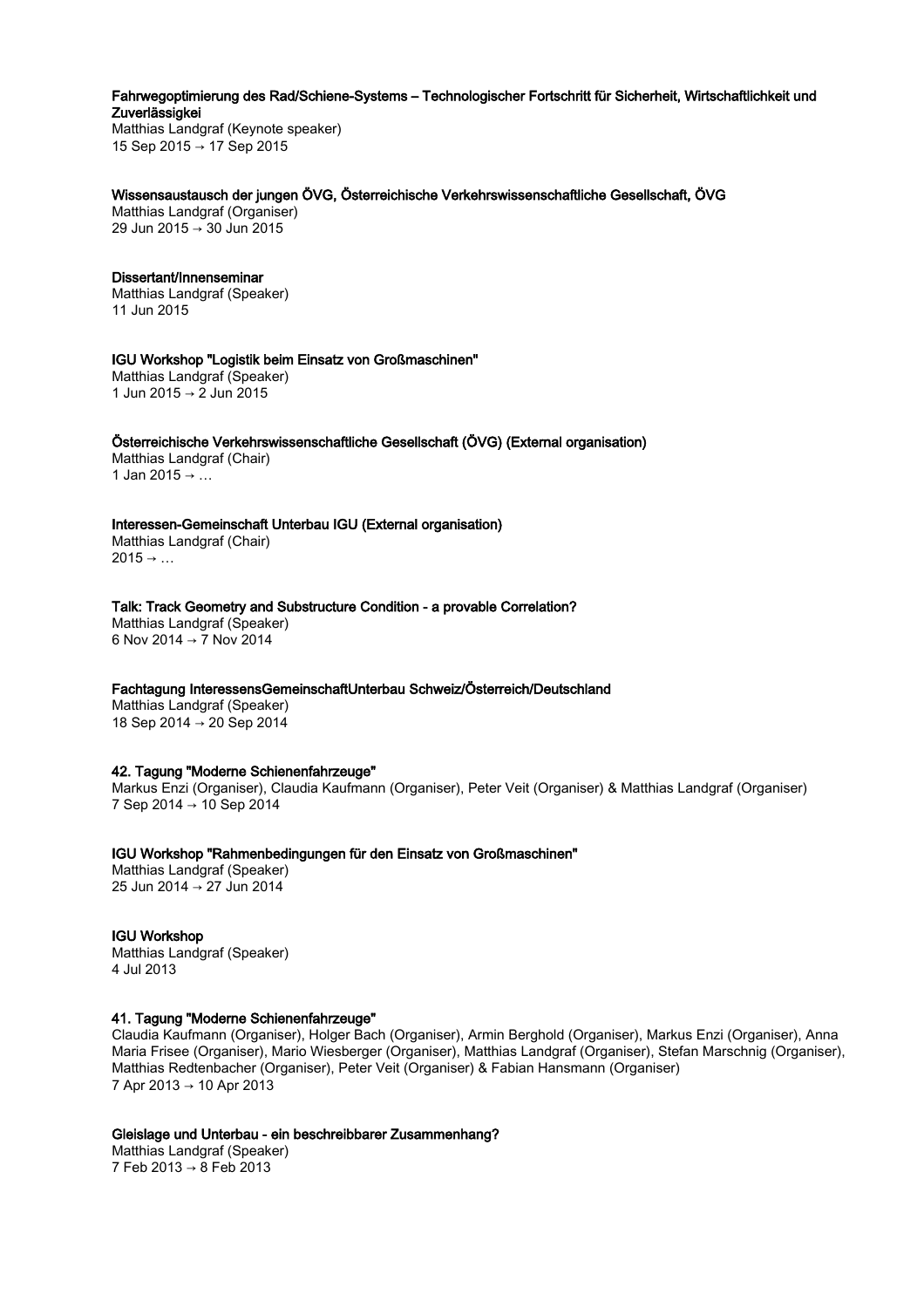**Fahrwegoptimierung des Rad/Schiene-Systems – Technologischer Fortschritt für Sicherheit, Wirtschaftlichkeit und Zuverlässigkei**
Matthias Landgraf (Keynote speaker)
15 Sep 2015 → 17 Sep 2015

**Wissensaustausch der jungen ÖVG, Österreichische Verkehrswissenschaftliche Gesellschaft, ÖVG**
Matthias Landgraf (Organiser)
29 Jun 2015 → 30 Jun 2015

**Dissertant/Innenseminar**
Matthias Landgraf (Speaker)
11 Jun 2015

**IGU Workshop "Logistik beim Einsatz von Großmaschinen"**
Matthias Landgraf (Speaker)
1 Jun 2015 → 2 Jun 2015

**Österreichische Verkehrswissenschaftliche Gesellschaft (ÖVG) (External organisation)**
Matthias Landgraf (Chair)
1 Jan 2015 → …

**Interessen-Gemeinschaft Unterbau IGU (External organisation)**
Matthias Landgraf (Chair)
2015 → …

**Talk: Track Geometry and Substructure Condition - a provable Correlation?**
Matthias Landgraf (Speaker)
6 Nov 2014 → 7 Nov 2014

**Fachtagung InteressensGemeinschaftUnterbau Schweiz/Österreich/Deutschland**
Matthias Landgraf (Speaker)
18 Sep 2014 → 20 Sep 2014

**42. Tagung "Moderne Schienenfahrzeuge"**
Markus Enzi (Organiser), Claudia Kaufmann (Organiser), Peter Veit (Organiser) & Matthias Landgraf (Organiser)
7 Sep 2014 → 10 Sep 2014

**IGU Workshop "Rahmenbedingungen für den Einsatz von Großmaschinen"**
Matthias Landgraf (Speaker)
25 Jun 2014 → 27 Jun 2014

**IGU Workshop**
Matthias Landgraf (Speaker)
4 Jul 2013

**41. Tagung "Moderne Schienenfahrzeuge"**
Claudia Kaufmann (Organiser), Holger Bach (Organiser), Armin Berghold (Organiser), Markus Enzi (Organiser), Anna Maria Frisee (Organiser), Mario Wiesberger (Organiser), Matthias Landgraf (Organiser), Stefan Marschnig (Organiser), Matthias Redtenbacher (Organiser), Peter Veit (Organiser) & Fabian Hansmann (Organiser)
7 Apr 2013 → 10 Apr 2013

**Gleislage und Unterbau - ein beschreibbarer Zusammenhang?**
Matthias Landgraf (Speaker)
7 Feb 2013 → 8 Feb 2013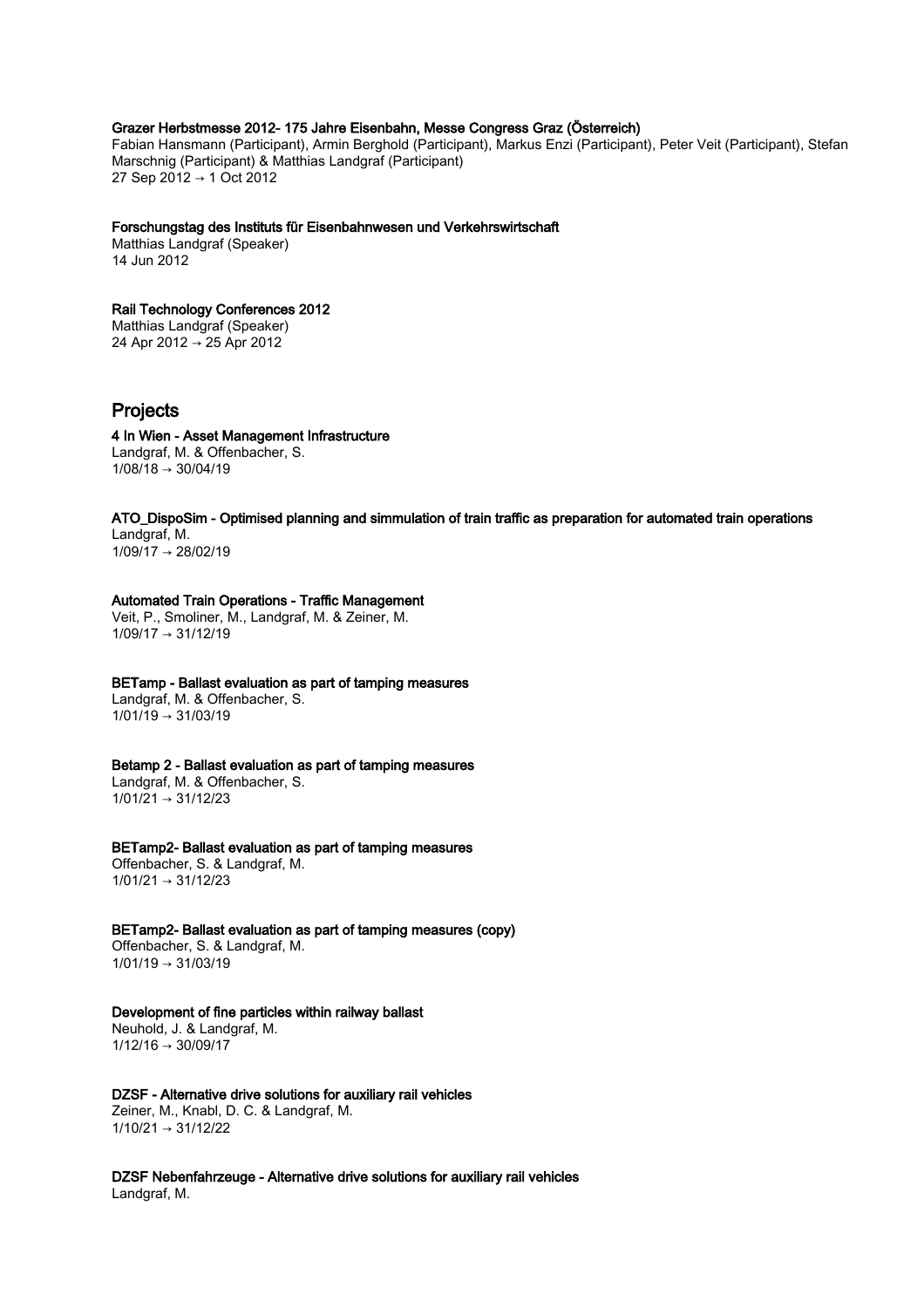**Grazer Herbstmesse 2012- 175 Jahre Eisenbahn, Messe Congress Graz (Österreich)**
Fabian Hansmann (Participant), Armin Berghold (Participant), Markus Enzi (Participant), Peter Veit (Participant), Stefan Marschnig (Participant) & Matthias Landgraf (Participant)
27 Sep 2012 → 1 Oct 2012

**Forschungstag des Instituts für Eisenbahnwesen und Verkehrswirtschaft**
Matthias Landgraf (Speaker)
14 Jun 2012

**Rail Technology Conferences 2012**
Matthias Landgraf (Speaker)
24 Apr 2012 → 25 Apr 2012

## Projects

**4 In Wien - Asset Management Infrastructure**
Landgraf, M. & Offenbacher, S.
1/08/18 → 30/04/19

**ATO_DispoSim - Optimised planning and simmulation of train traffic as preparation for automated train operations**
Landgraf, M.
1/09/17 → 28/02/19

**Automated Train Operations - Traffic Management**
Veit, P., Smoliner, M., Landgraf, M. & Zeiner, M.
1/09/17 → 31/12/19

**BETamp - Ballast evaluation as part of tamping measures**
Landgraf, M. & Offenbacher, S.
1/01/19 → 31/03/19

**Betamp 2 - Ballast evaluation as part of tamping measures**
Landgraf, M. & Offenbacher, S.
1/01/21 → 31/12/23

**BETamp2- Ballast evaluation as part of tamping measures**
Offenbacher, S. & Landgraf, M.
1/01/21 → 31/12/23

**BETamp2- Ballast evaluation as part of tamping measures (copy)**
Offenbacher, S. & Landgraf, M.
1/01/19 → 31/03/19

**Development of fine particles within railway ballast**
Neuhold, J. & Landgraf, M.
1/12/16 → 30/09/17

**DZSF - Alternative drive solutions for auxiliary rail vehicles**
Zeiner, M., Knabl, D. C. & Landgraf, M.
1/10/21 → 31/12/22

**DZSF Nebenfahrzeuge - Alternative drive solutions for auxiliary rail vehicles**
Landgraf, M.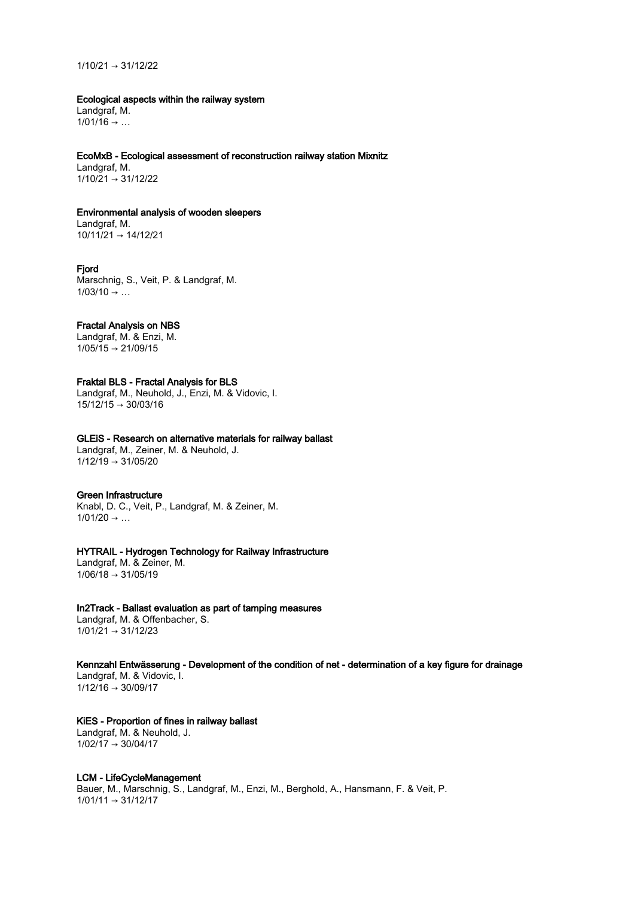1/10/21 → 31/12/22

**Ecological aspects within the railway system**
Landgraf, M.
1/01/16 → …

**EcoMxB - Ecological assessment of reconstruction railway station Mixnitz**
Landgraf, M.
1/10/21 → 31/12/22

**Environmental analysis of wooden sleepers**
Landgraf, M.
10/11/21 → 14/12/21

**Fjord**
Marschnig, S., Veit, P. & Landgraf, M.
1/03/10 → …

**Fractal Analysis on NBS**
Landgraf, M. & Enzi, M.
1/05/15 → 21/09/15

**Fraktal BLS - Fractal Analysis for BLS**
Landgraf, M., Neuhold, J., Enzi, M. & Vidovic, I.
15/12/15 → 30/03/16

**GLEiS - Research on alternative materials for railway ballast**
Landgraf, M., Zeiner, M. & Neuhold, J.
1/12/19 → 31/05/20

**Green Infrastructure**
Knabl, D. C., Veit, P., Landgraf, M. & Zeiner, M.
1/01/20 → …

**HYTRAIL - Hydrogen Technology for Railway Infrastructure**
Landgraf, M. & Zeiner, M.
1/06/18 → 31/05/19

**In2Track - Ballast evaluation as part of tamping measures**
Landgraf, M. & Offenbacher, S.
1/01/21 → 31/12/23

**Kennzahl Entwässerung - Development of the condition of net - determination of a key figure for drainage**
Landgraf, M. & Vidovic, I.
1/12/16 → 30/09/17

**KiES - Proportion of fines in railway ballast**
Landgraf, M. & Neuhold, J.
1/02/17 → 30/04/17

**LCM - LifeCycleManagement**
Bauer, M., Marschnig, S., Landgraf, M., Enzi, M., Berghold, A., Hansmann, F. & Veit, P.
1/01/11 → 31/12/17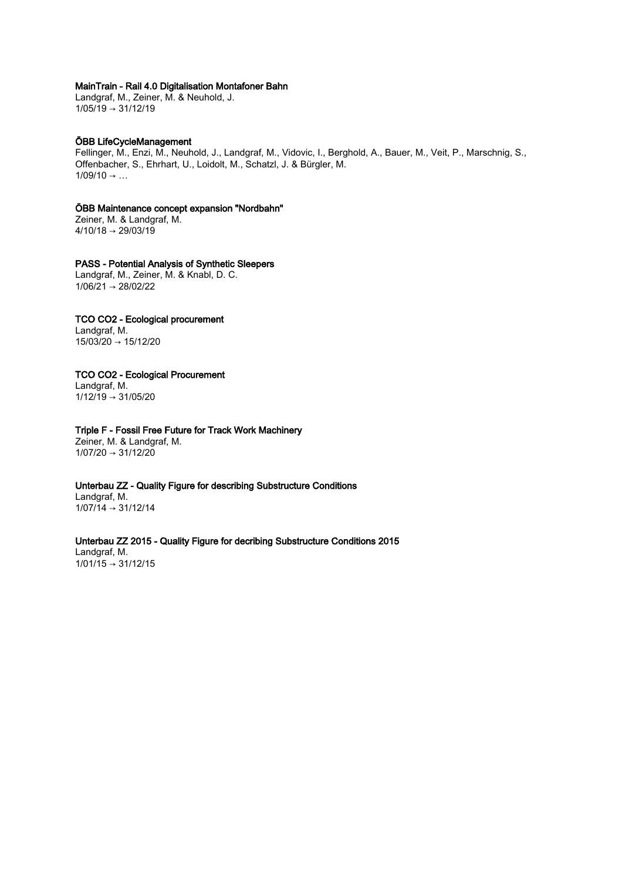### MainTrain - Rail 4.0 Digitalisation Montafoner Bahn

Landgraf, M., Zeiner, M. & Neuhold, J.
1/05/19 → 31/12/19

### ÖBB LifeCycleManagement

Fellinger, M., Enzi, M., Neuhold, J., Landgraf, M., Vidovic, I., Berghold, A., Bauer, M., Veit, P., Marschnig, S., Offenbacher, S., Ehrhart, U., Loidolt, M., Schatzl, J. & Bürgler, M.
1/09/10 → …

### ÖBB Maintenance concept expansion "Nordbahn"

Zeiner, M. & Landgraf, M.
4/10/18 → 29/03/19

### PASS - Potential Analysis of Synthetic Sleepers

Landgraf, M., Zeiner, M. & Knabl, D. C.
1/06/21 → 28/02/22

### TCO CO2 - Ecological procurement

Landgraf, M.
15/03/20 → 15/12/20

### TCO CO2 - Ecological Procurement

Landgraf, M.
1/12/19 → 31/05/20

### Triple F - Fossil Free Future for Track Work Machinery

Zeiner, M. & Landgraf, M.
1/07/20 → 31/12/20

### Unterbau ZZ - Quality Figure for describing Substructure Conditions

Landgraf, M.
1/07/14 → 31/12/14

### Unterbau ZZ 2015 - Quality Figure for decribing Substructure Conditions 2015

Landgraf, M.
1/01/15 → 31/12/15